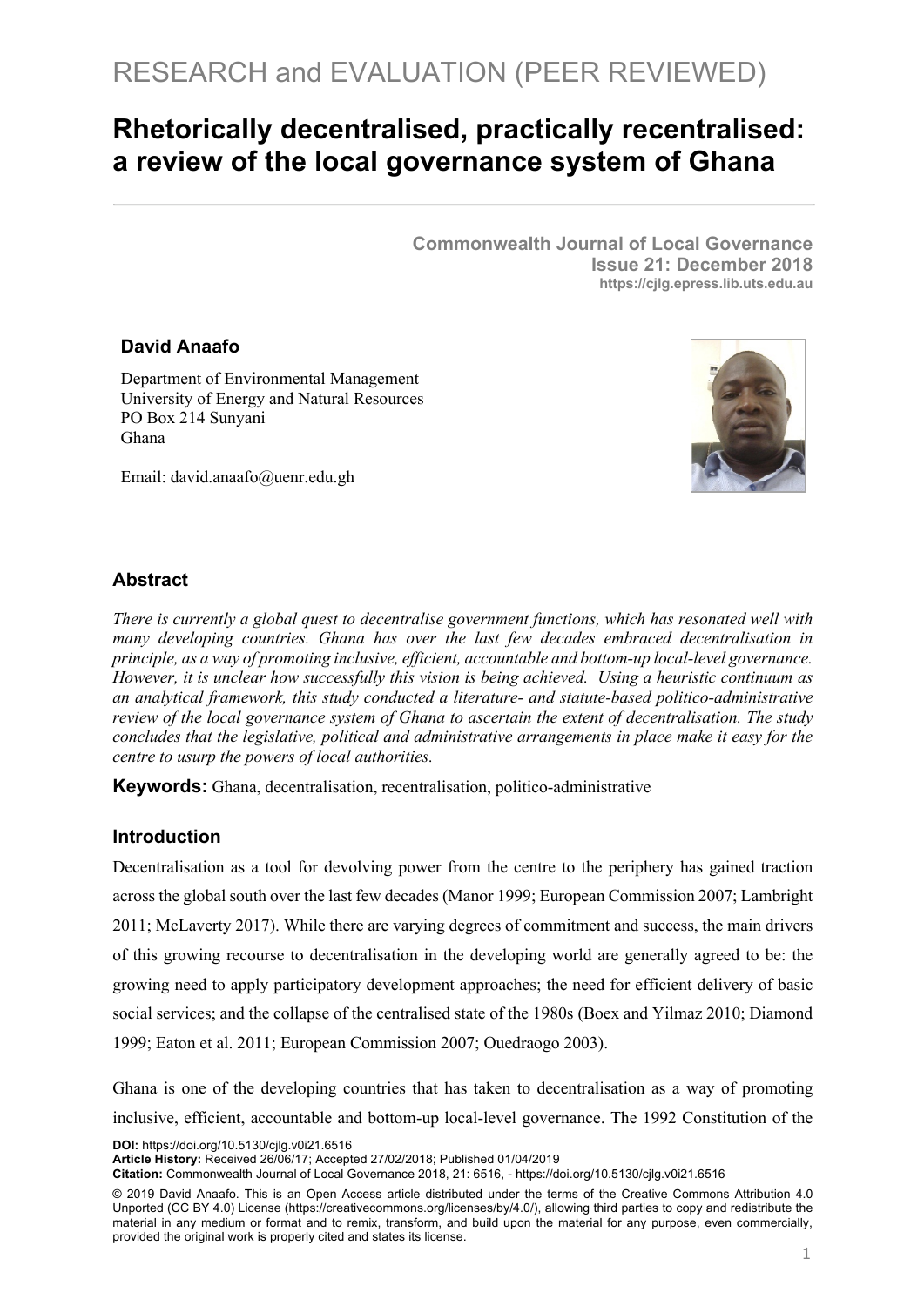RESEARCH and EVALUATION (PEER REVIEWED)

# Rhetorically decentralised, practically recentralised: a review of the local governance system of Ghana

**Commonwealth Journal of Local Governance**
**Issue 21: December 2018**
**https://cjlg.epress.lib.uts.edu.au**

**David Anaafo**

Department of Environmental Management
University of Energy and Natural Resources
PO Box 214 Sunyani
Ghana

Email: david.anaafo@uenr.edu.gh

## Abstract

*There is currently a global quest to decentralise government functions, which has resonated well with many developing countries. Ghana has over the last few decades embraced decentralisation in principle, as a way of promoting inclusive, efficient, accountable and bottom-up local-level governance. However, it is unclear how successfully this vision is being achieved. Using a heuristic continuum as an analytical framework, this study conducted a literature- and statute-based politico-administrative review of the local governance system of Ghana to ascertain the extent of decentralisation. The study concludes that the legislative, political and administrative arrangements in place make it easy for the centre to usurp the powers of local authorities.*

**Keywords:** Ghana, decentralisation, recentralisation, politico-administrative

## Introduction

Decentralisation as a tool for devolving power from the centre to the periphery has gained traction across the global south over the last few decades (Manor 1999; European Commission 2007; Lambright 2011; McLaverty 2017). While there are varying degrees of commitment and success, the main drivers of this growing recourse to decentralisation in the developing world are generally agreed to be: the growing need to apply participatory development approaches; the need for efficient delivery of basic social services; and the collapse of the centralised state of the 1980s (Boex and Yilmaz 2010; Diamond 1999; Eaton et al. 2011; European Commission 2007; Ouedraogo 2003).

Ghana is one of the developing countries that has taken to decentralisation as a way of promoting inclusive, efficient, accountable and bottom-up local-level governance. The 1992 Constitution of the

**DOI:** https://doi.org/10.5130/cjlg.v0i21.6516
**Article History:** Received 26/06/17; Accepted 27/02/2018; Published 01/04/2019
**Citation:** Commonwealth Journal of Local Governance 2018, 21: 6516, - https://doi.org/10.5130/cjlg.v0i21.6516

© 2019 David Anaafo. This is an Open Access article distributed under the terms of the Creative Commons Attribution 4.0 Unported (CC BY 4.0) License (https://creativecommons.org/licenses/by/4.0/), allowing third parties to copy and redistribute the material in any medium or format and to remix, transform, and build upon the material for any purpose, even commercially, provided the original work is properly cited and states its license.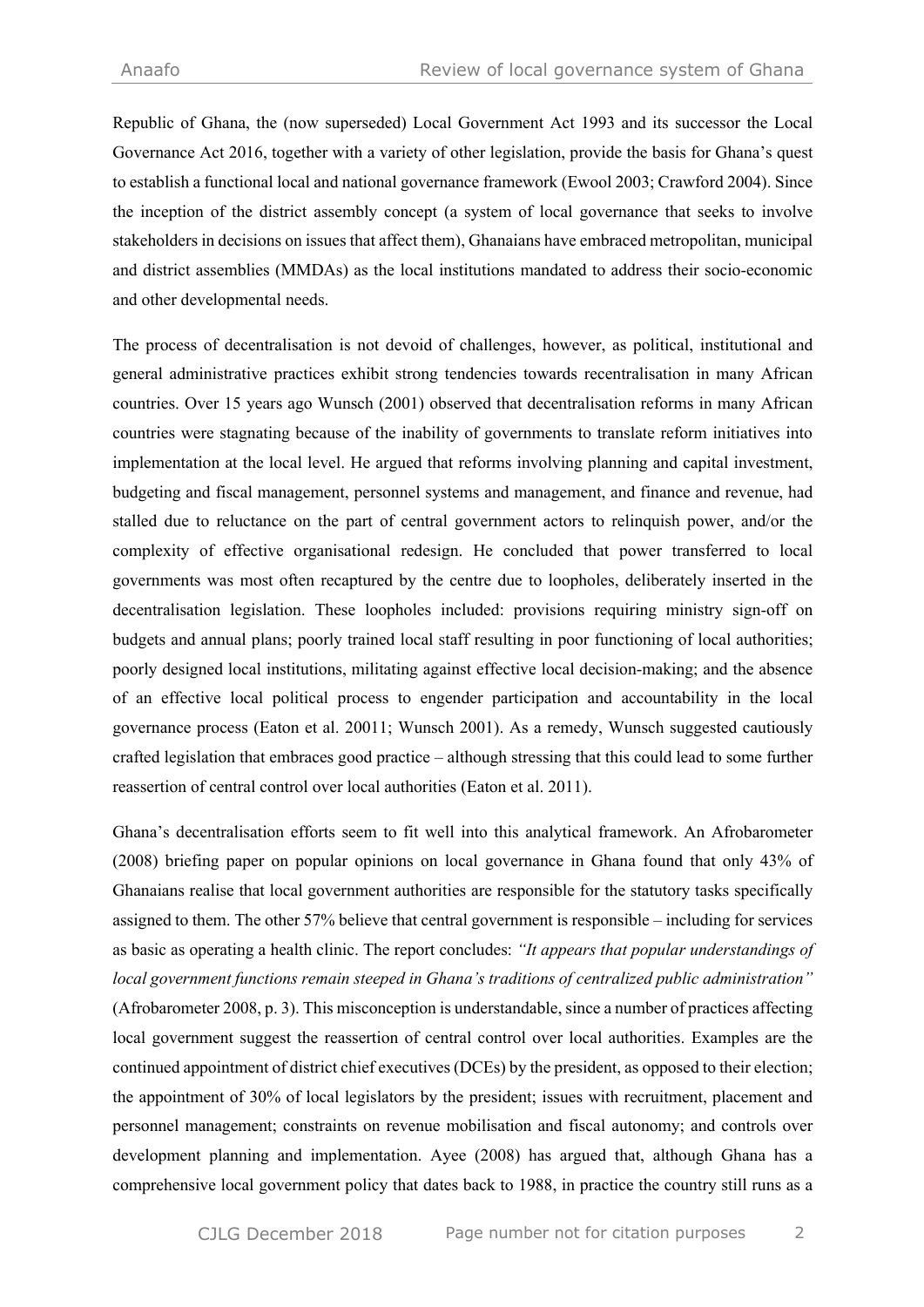Republic of Ghana, the (now superseded) Local Government Act 1993 and its successor the Local Governance Act 2016, together with a variety of other legislation, provide the basis for Ghana's quest to establish a functional local and national governance framework (Ewool 2003; Crawford 2004). Since the inception of the district assembly concept (a system of local governance that seeks to involve stakeholders in decisions on issues that affect them), Ghanaians have embraced metropolitan, municipal and district assemblies (MMDAs) as the local institutions mandated to address their socio-economic and other developmental needs.

The process of decentralisation is not devoid of challenges, however, as political, institutional and general administrative practices exhibit strong tendencies towards recentralisation in many African countries. Over 15 years ago Wunsch (2001) observed that decentralisation reforms in many African countries were stagnating because of the inability of governments to translate reform initiatives into implementation at the local level. He argued that reforms involving planning and capital investment, budgeting and fiscal management, personnel systems and management, and finance and revenue, had stalled due to reluctance on the part of central government actors to relinquish power, and/or the complexity of effective organisational redesign. He concluded that power transferred to local governments was most often recaptured by the centre due to loopholes, deliberately inserted in the decentralisation legislation. These loopholes included: provisions requiring ministry sign-off on budgets and annual plans; poorly trained local staff resulting in poor functioning of local authorities; poorly designed local institutions, militating against effective local decision-making; and the absence of an effective local political process to engender participation and accountability in the local governance process (Eaton et al. 20011; Wunsch 2001). As a remedy, Wunsch suggested cautiously crafted legislation that embraces good practice – although stressing that this could lead to some further reassertion of central control over local authorities (Eaton et al. 2011).

Ghana's decentralisation efforts seem to fit well into this analytical framework. An Afrobarometer (2008) briefing paper on popular opinions on local governance in Ghana found that only 43% of Ghanaians realise that local government authorities are responsible for the statutory tasks specifically assigned to them. The other 57% believe that central government is responsible – including for services as basic as operating a health clinic. The report concludes: *"It appears that popular understandings of local government functions remain steeped in Ghana's traditions of centralized public administration"* (Afrobarometer 2008, p. 3). This misconception is understandable, since a number of practices affecting local government suggest the reassertion of central control over local authorities. Examples are the continued appointment of district chief executives (DCEs) by the president, as opposed to their election; the appointment of 30% of local legislators by the president; issues with recruitment, placement and personnel management; constraints on revenue mobilisation and fiscal autonomy; and controls over development planning and implementation. Ayee (2008) has argued that, although Ghana has a comprehensive local government policy that dates back to 1988, in practice the country still runs as a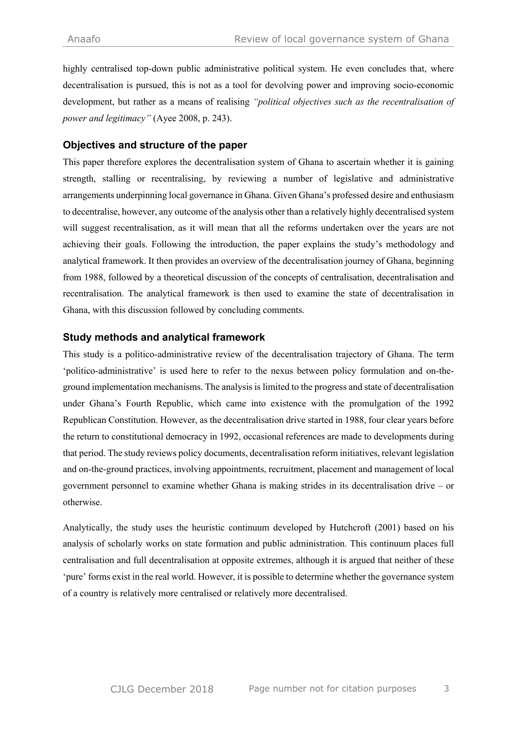highly centralised top-down public administrative political system. He even concludes that, where decentralisation is pursued, this is not as a tool for devolving power and improving socio-economic development, but rather as a means of realising *"political objectives such as the recentralisation of power and legitimacy"* (Ayee 2008, p. 243).

### Objectives and structure of the paper

This paper therefore explores the decentralisation system of Ghana to ascertain whether it is gaining strength, stalling or recentralising, by reviewing a number of legislative and administrative arrangements underpinning local governance in Ghana. Given Ghana's professed desire and enthusiasm to decentralise, however, any outcome of the analysis other than a relatively highly decentralised system will suggest recentralisation, as it will mean that all the reforms undertaken over the years are not achieving their goals. Following the introduction, the paper explains the study's methodology and analytical framework. It then provides an overview of the decentralisation journey of Ghana, beginning from 1988, followed by a theoretical discussion of the concepts of centralisation, decentralisation and recentralisation. The analytical framework is then used to examine the state of decentralisation in Ghana, with this discussion followed by concluding comments.

### Study methods and analytical framework

This study is a politico-administrative review of the decentralisation trajectory of Ghana. The term 'politico-administrative' is used here to refer to the nexus between policy formulation and on-the-ground implementation mechanisms. The analysis is limited to the progress and state of decentralisation under Ghana's Fourth Republic, which came into existence with the promulgation of the 1992 Republican Constitution. However, as the decentralisation drive started in 1988, four clear years before the return to constitutional democracy in 1992, occasional references are made to developments during that period. The study reviews policy documents, decentralisation reform initiatives, relevant legislation and on-the-ground practices, involving appointments, recruitment, placement and management of local government personnel to examine whether Ghana is making strides in its decentralisation drive – or otherwise.

Analytically, the study uses the heuristic continuum developed by Hutchcroft (2001) based on his analysis of scholarly works on state formation and public administration. This continuum places full centralisation and full decentralisation at opposite extremes, although it is argued that neither of these 'pure' forms exist in the real world. However, it is possible to determine whether the governance system of a country is relatively more centralised or relatively more decentralised.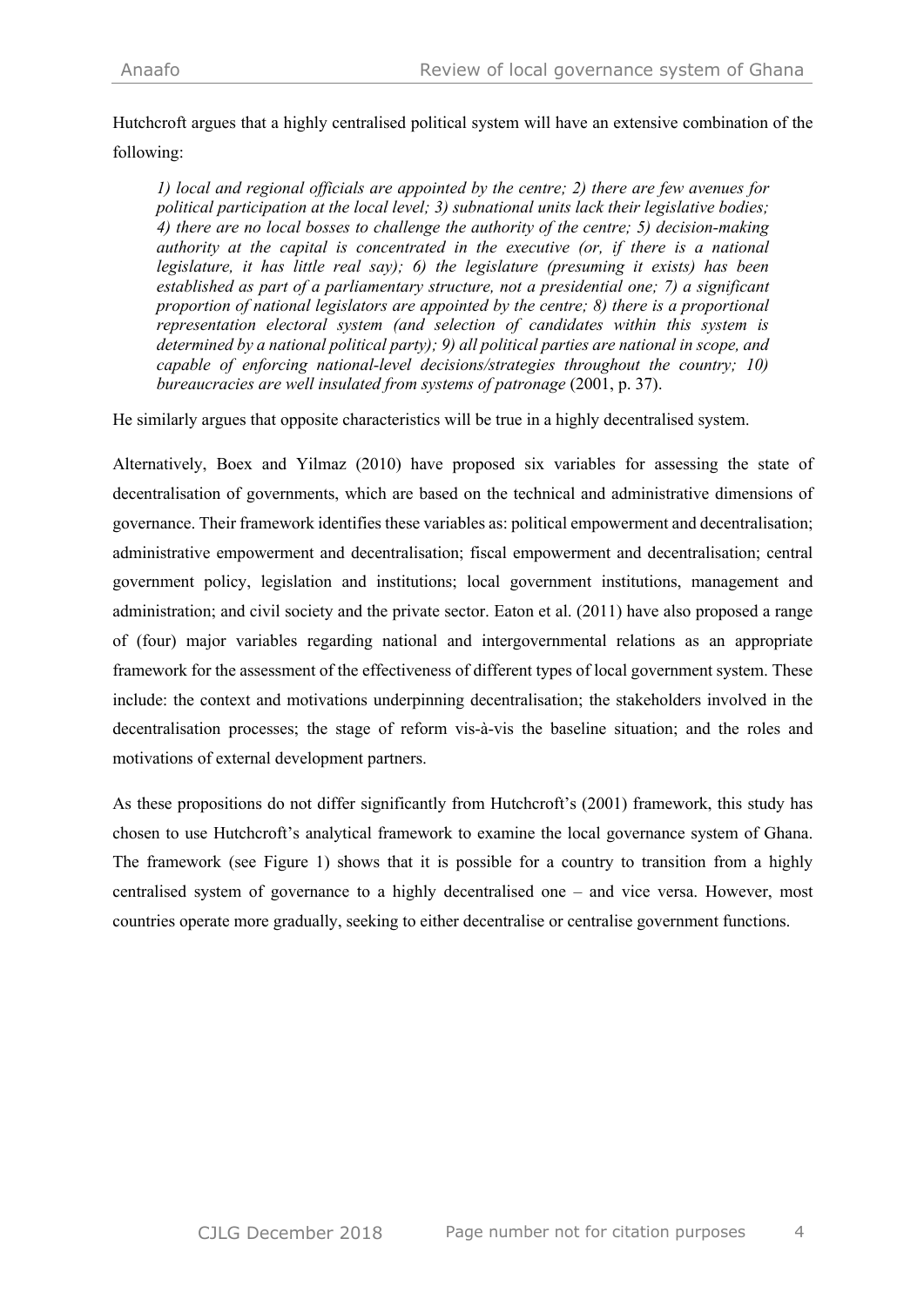Hutchcroft argues that a highly centralised political system will have an extensive combination of the following:

> *1) local and regional officials are appointed by the centre; 2) there are few avenues for political participation at the local level; 3) subnational units lack their legislative bodies; 4) there are no local bosses to challenge the authority of the centre; 5) decision-making authority at the capital is concentrated in the executive (or, if there is a national legislature, it has little real say); 6) the legislature (presuming it exists) has been established as part of a parliamentary structure, not a presidential one; 7) a significant proportion of national legislators are appointed by the centre; 8) there is a proportional representation electoral system (and selection of candidates within this system is determined by a national political party); 9) all political parties are national in scope, and capable of enforcing national-level decisions/strategies throughout the country; 10) bureaucracies are well insulated from systems of patronage* (2001, p. 37).

He similarly argues that opposite characteristics will be true in a highly decentralised system.

Alternatively, Boex and Yilmaz (2010) have proposed six variables for assessing the state of decentralisation of governments, which are based on the technical and administrative dimensions of governance. Their framework identifies these variables as: political empowerment and decentralisation; administrative empowerment and decentralisation; fiscal empowerment and decentralisation; central government policy, legislation and institutions; local government institutions, management and administration; and civil society and the private sector. Eaton et al. (2011) have also proposed a range of (four) major variables regarding national and intergovernmental relations as an appropriate framework for the assessment of the effectiveness of different types of local government system. These include: the context and motivations underpinning decentralisation; the stakeholders involved in the decentralisation processes; the stage of reform vis-à-vis the baseline situation; and the roles and motivations of external development partners.

As these propositions do not differ significantly from Hutchcroft's (2001) framework, this study has chosen to use Hutchcroft's analytical framework to examine the local governance system of Ghana. The framework (see Figure 1) shows that it is possible for a country to transition from a highly centralised system of governance to a highly decentralised one – and vice versa. However, most countries operate more gradually, seeking to either decentralise or centralise government functions.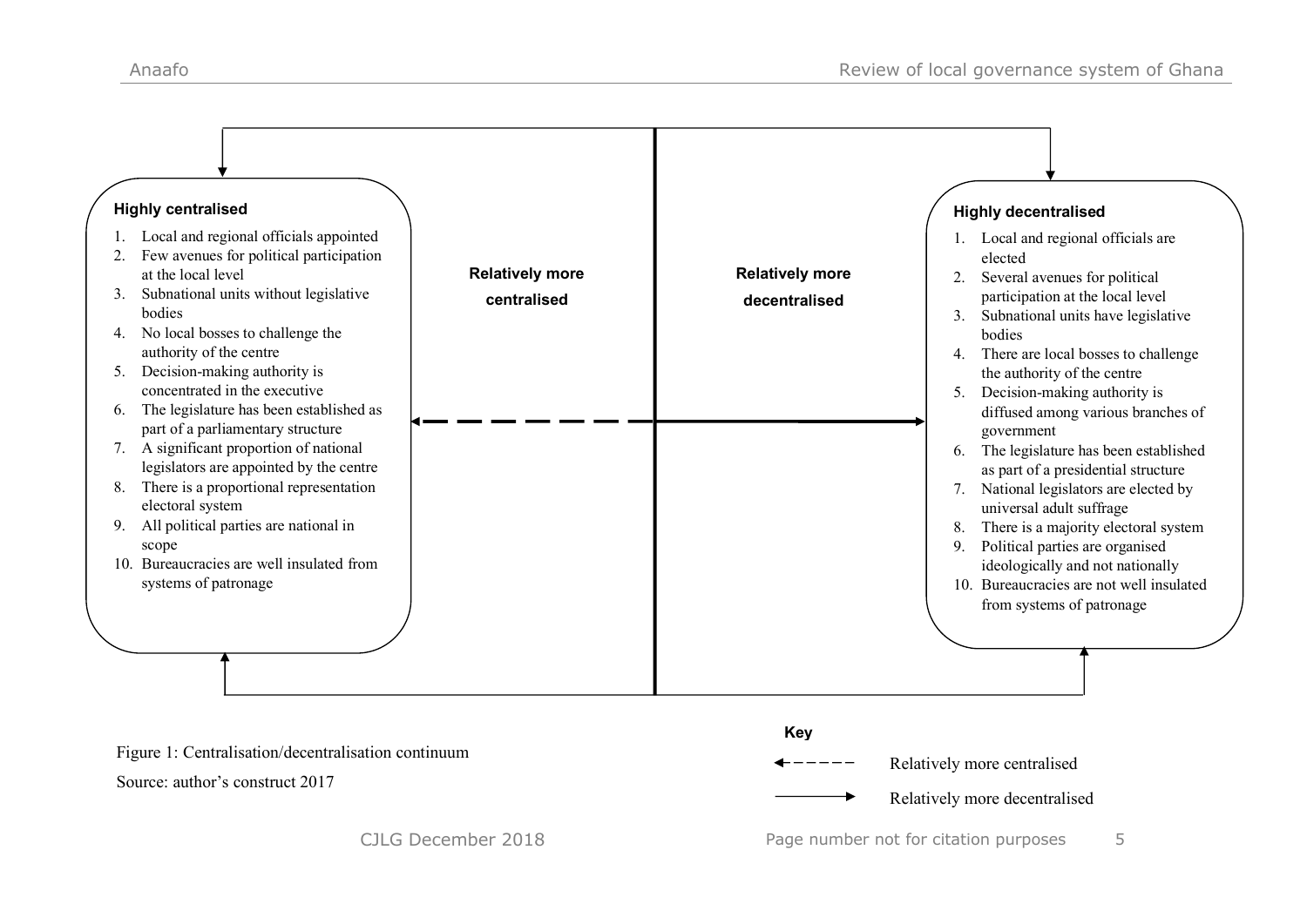**Highly centralised**

1. Local and regional officials appointed
2. Few avenues for political participation at the local level
3. Subnational units without legislative bodies
4. No local bosses to challenge the authority of the centre
5. Decision-making authority is concentrated in the executive
6. The legislature has been established as part of a parliamentary structure
7. A significant proportion of national legislators are appointed by the centre
8. There is a proportional representation electoral system
9. All political parties are national in scope
10. Bureaucracies are well insulated from systems of patronage

**Relatively more centralised**

**Relatively more decentralised**

**Highly decentralised**

1. Local and regional officials are elected
2. Several avenues for political participation at the local level
3. Subnational units have legislative bodies
4. There are local bosses to challenge the authority of the centre
5. Decision-making authority is diffused among various branches of government
6. The legislature has been established as part of a presidential structure
7. National legislators are elected by universal adult suffrage
8. There is a majority electoral system
9. Political parties are organised ideologically and not nationally
10. Bureaucracies are not well insulated from systems of patronage

**Key**

- - - - - → Relatively more centralised

———→ Relatively more decentralised

Figure 1: Centralisation/decentralisation continuum

Source: author's construct 2017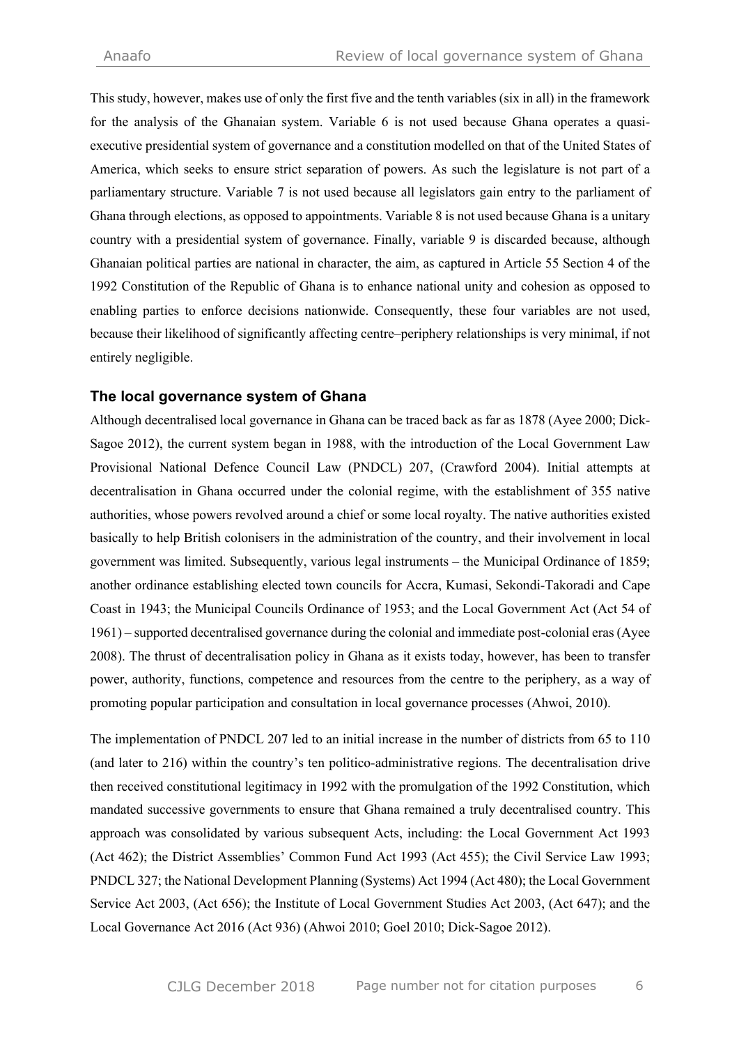This study, however, makes use of only the first five and the tenth variables (six in all) in the framework for the analysis of the Ghanaian system. Variable 6 is not used because Ghana operates a quasi-executive presidential system of governance and a constitution modelled on that of the United States of America, which seeks to ensure strict separation of powers. As such the legislature is not part of a parliamentary structure. Variable 7 is not used because all legislators gain entry to the parliament of Ghana through elections, as opposed to appointments. Variable 8 is not used because Ghana is a unitary country with a presidential system of governance. Finally, variable 9 is discarded because, although Ghanaian political parties are national in character, the aim, as captured in Article 55 Section 4 of the 1992 Constitution of the Republic of Ghana is to enhance national unity and cohesion as opposed to enabling parties to enforce decisions nationwide. Consequently, these four variables are not used, because their likelihood of significantly affecting centre–periphery relationships is very minimal, if not entirely negligible.

## The local governance system of Ghana

Although decentralised local governance in Ghana can be traced back as far as 1878 (Ayee 2000; Dick-Sagoe 2012), the current system began in 1988, with the introduction of the Local Government Law Provisional National Defence Council Law (PNDCL) 207, (Crawford 2004). Initial attempts at decentralisation in Ghana occurred under the colonial regime, with the establishment of 355 native authorities, whose powers revolved around a chief or some local royalty. The native authorities existed basically to help British colonisers in the administration of the country, and their involvement in local government was limited. Subsequently, various legal instruments – the Municipal Ordinance of 1859; another ordinance establishing elected town councils for Accra, Kumasi, Sekondi-Takoradi and Cape Coast in 1943; the Municipal Councils Ordinance of 1953; and the Local Government Act (Act 54 of 1961) – supported decentralised governance during the colonial and immediate post-colonial eras (Ayee 2008). The thrust of decentralisation policy in Ghana as it exists today, however, has been to transfer power, authority, functions, competence and resources from the centre to the periphery, as a way of promoting popular participation and consultation in local governance processes (Ahwoi, 2010).

The implementation of PNDCL 207 led to an initial increase in the number of districts from 65 to 110 (and later to 216) within the country's ten politico-administrative regions. The decentralisation drive then received constitutional legitimacy in 1992 with the promulgation of the 1992 Constitution, which mandated successive governments to ensure that Ghana remained a truly decentralised country. This approach was consolidated by various subsequent Acts, including: the Local Government Act 1993 (Act 462); the District Assemblies' Common Fund Act 1993 (Act 455); the Civil Service Law 1993; PNDCL 327; the National Development Planning (Systems) Act 1994 (Act 480); the Local Government Service Act 2003, (Act 656); the Institute of Local Government Studies Act 2003, (Act 647); and the Local Governance Act 2016 (Act 936) (Ahwoi 2010; Goel 2010; Dick-Sagoe 2012).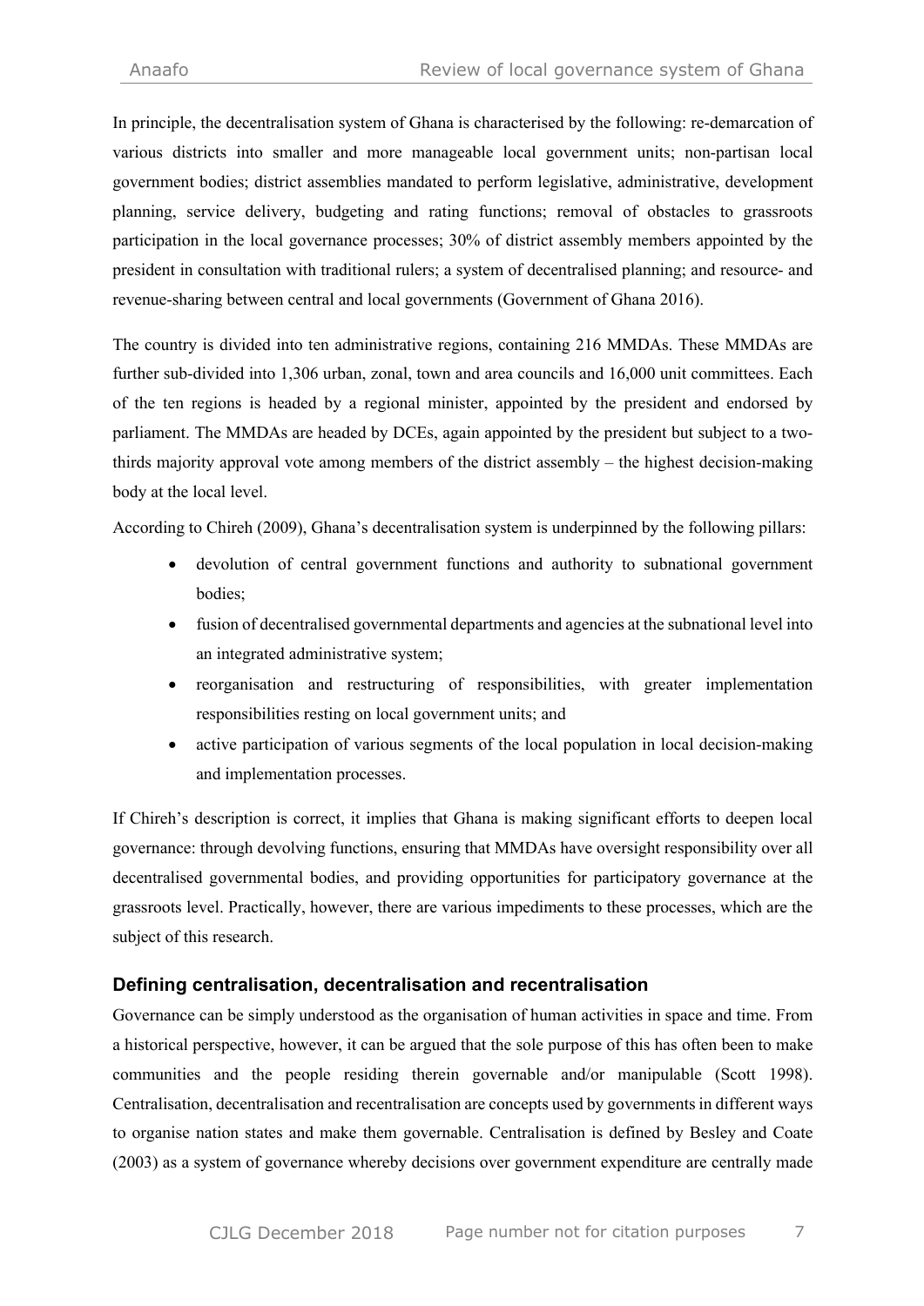In principle, the decentralisation system of Ghana is characterised by the following: re-demarcation of various districts into smaller and more manageable local government units; non-partisan local government bodies; district assemblies mandated to perform legislative, administrative, development planning, service delivery, budgeting and rating functions; removal of obstacles to grassroots participation in the local governance processes; 30% of district assembly members appointed by the president in consultation with traditional rulers; a system of decentralised planning; and resource- and revenue-sharing between central and local governments (Government of Ghana 2016).

The country is divided into ten administrative regions, containing 216 MMDAs. These MMDAs are further sub-divided into 1,306 urban, zonal, town and area councils and 16,000 unit committees. Each of the ten regions is headed by a regional minister, appointed by the president and endorsed by parliament. The MMDAs are headed by DCEs, again appointed by the president but subject to a two-thirds majority approval vote among members of the district assembly – the highest decision-making body at the local level.

According to Chireh (2009), Ghana's decentralisation system is underpinned by the following pillars:

- devolution of central government functions and authority to subnational government bodies;
- fusion of decentralised governmental departments and agencies at the subnational level into an integrated administrative system;
- reorganisation and restructuring of responsibilities, with greater implementation responsibilities resting on local government units; and
- active participation of various segments of the local population in local decision-making and implementation processes.

If Chireh's description is correct, it implies that Ghana is making significant efforts to deepen local governance: through devolving functions, ensuring that MMDAs have oversight responsibility over all decentralised governmental bodies, and providing opportunities for participatory governance at the grassroots level. Practically, however, there are various impediments to these processes, which are the subject of this research.

## Defining centralisation, decentralisation and recentralisation

Governance can be simply understood as the organisation of human activities in space and time. From a historical perspective, however, it can be argued that the sole purpose of this has often been to make communities and the people residing therein governable and/or manipulable (Scott 1998). Centralisation, decentralisation and recentralisation are concepts used by governments in different ways to organise nation states and make them governable. Centralisation is defined by Besley and Coate (2003) as a system of governance whereby decisions over government expenditure are centrally made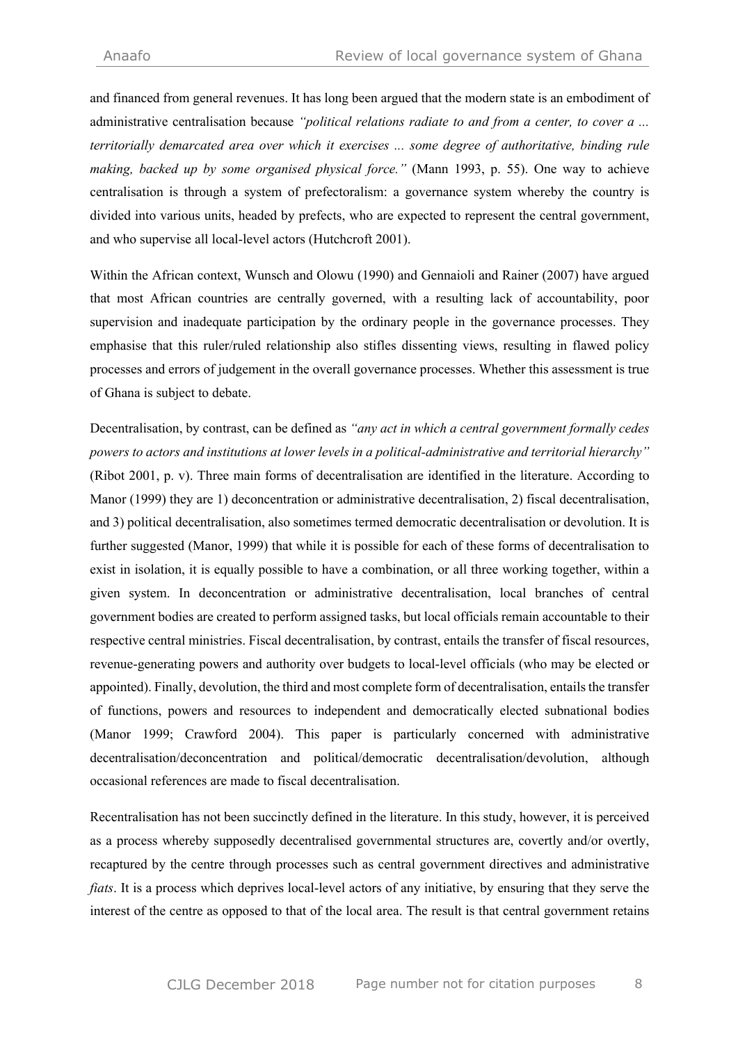and financed from general revenues. It has long been argued that the modern state is an embodiment of administrative centralisation because *"political relations radiate to and from a center, to cover a ... territorially demarcated area over which it exercises ... some degree of authoritative, binding rule making, backed up by some organised physical force."* (Mann 1993, p. 55). One way to achieve centralisation is through a system of prefectoralism: a governance system whereby the country is divided into various units, headed by prefects, who are expected to represent the central government, and who supervise all local-level actors (Hutchcroft 2001).

Within the African context, Wunsch and Olowu (1990) and Gennaioli and Rainer (2007) have argued that most African countries are centrally governed, with a resulting lack of accountability, poor supervision and inadequate participation by the ordinary people in the governance processes. They emphasise that this ruler/ruled relationship also stifles dissenting views, resulting in flawed policy processes and errors of judgement in the overall governance processes. Whether this assessment is true of Ghana is subject to debate.

Decentralisation, by contrast, can be defined as *"any act in which a central government formally cedes powers to actors and institutions at lower levels in a political-administrative and territorial hierarchy"* (Ribot 2001, p. v). Three main forms of decentralisation are identified in the literature. According to Manor (1999) they are 1) deconcentration or administrative decentralisation, 2) fiscal decentralisation, and 3) political decentralisation, also sometimes termed democratic decentralisation or devolution. It is further suggested (Manor, 1999) that while it is possible for each of these forms of decentralisation to exist in isolation, it is equally possible to have a combination, or all three working together, within a given system. In deconcentration or administrative decentralisation, local branches of central government bodies are created to perform assigned tasks, but local officials remain accountable to their respective central ministries. Fiscal decentralisation, by contrast, entails the transfer of fiscal resources, revenue-generating powers and authority over budgets to local-level officials (who may be elected or appointed). Finally, devolution, the third and most complete form of decentralisation, entails the transfer of functions, powers and resources to independent and democratically elected subnational bodies (Manor 1999; Crawford 2004). This paper is particularly concerned with administrative decentralisation/deconcentration and political/democratic decentralisation/devolution, although occasional references are made to fiscal decentralisation.

Recentralisation has not been succinctly defined in the literature. In this study, however, it is perceived as a process whereby supposedly decentralised governmental structures are, covertly and/or overtly, recaptured by the centre through processes such as central government directives and administrative *fiats*. It is a process which deprives local-level actors of any initiative, by ensuring that they serve the interest of the centre as opposed to that of the local area. The result is that central government retains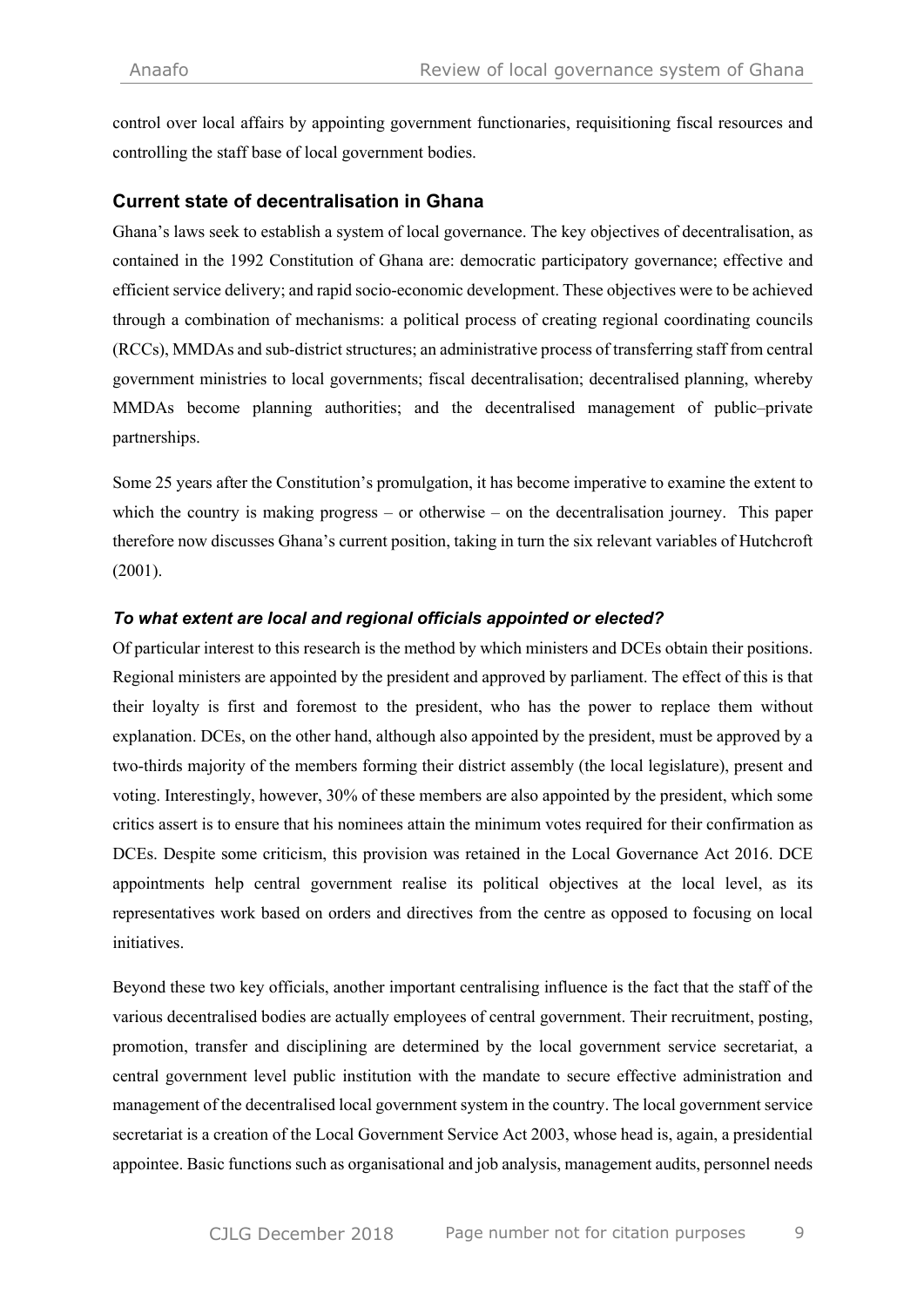control over local affairs by appointing government functionaries, requisitioning fiscal resources and controlling the staff base of local government bodies.

## Current state of decentralisation in Ghana

Ghana's laws seek to establish a system of local governance. The key objectives of decentralisation, as contained in the 1992 Constitution of Ghana are: democratic participatory governance; effective and efficient service delivery; and rapid socio-economic development. These objectives were to be achieved through a combination of mechanisms: a political process of creating regional coordinating councils (RCCs), MMDAs and sub-district structures; an administrative process of transferring staff from central government ministries to local governments; fiscal decentralisation; decentralised planning, whereby MMDAs become planning authorities; and the decentralised management of public–private partnerships.

Some 25 years after the Constitution's promulgation, it has become imperative to examine the extent to which the country is making progress – or otherwise – on the decentralisation journey. This paper therefore now discusses Ghana's current position, taking in turn the six relevant variables of Hutchcroft (2001).

### *To what extent are local and regional officials appointed or elected?*

Of particular interest to this research is the method by which ministers and DCEs obtain their positions. Regional ministers are appointed by the president and approved by parliament. The effect of this is that their loyalty is first and foremost to the president, who has the power to replace them without explanation. DCEs, on the other hand, although also appointed by the president, must be approved by a two-thirds majority of the members forming their district assembly (the local legislature), present and voting. Interestingly, however, 30% of these members are also appointed by the president, which some critics assert is to ensure that his nominees attain the minimum votes required for their confirmation as DCEs. Despite some criticism, this provision was retained in the Local Governance Act 2016. DCE appointments help central government realise its political objectives at the local level, as its representatives work based on orders and directives from the centre as opposed to focusing on local initiatives.

Beyond these two key officials, another important centralising influence is the fact that the staff of the various decentralised bodies are actually employees of central government. Their recruitment, posting, promotion, transfer and disciplining are determined by the local government service secretariat, a central government level public institution with the mandate to secure effective administration and management of the decentralised local government system in the country. The local government service secretariat is a creation of the Local Government Service Act 2003, whose head is, again, a presidential appointee. Basic functions such as organisational and job analysis, management audits, personnel needs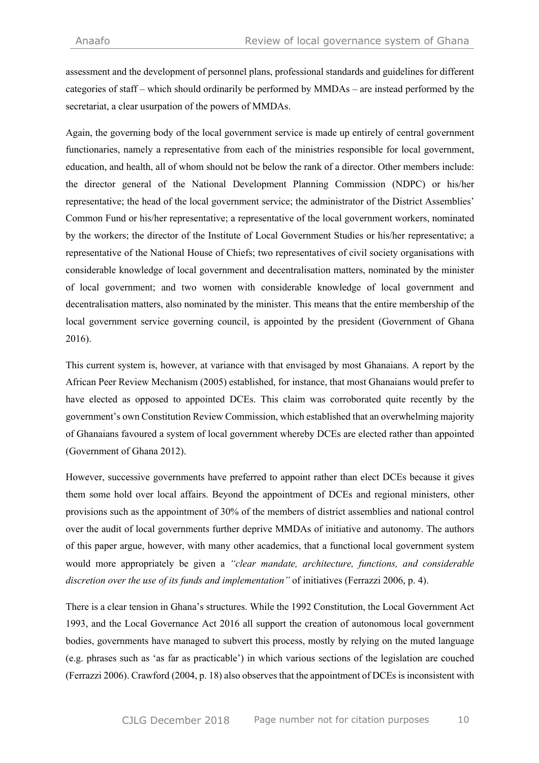assessment and the development of personnel plans, professional standards and guidelines for different categories of staff – which should ordinarily be performed by MMDAs – are instead performed by the secretariat, a clear usurpation of the powers of MMDAs.

Again, the governing body of the local government service is made up entirely of central government functionaries, namely a representative from each of the ministries responsible for local government, education, and health, all of whom should not be below the rank of a director. Other members include: the director general of the National Development Planning Commission (NDPC) or his/her representative; the head of the local government service; the administrator of the District Assemblies' Common Fund or his/her representative; a representative of the local government workers, nominated by the workers; the director of the Institute of Local Government Studies or his/her representative; a representative of the National House of Chiefs; two representatives of civil society organisations with considerable knowledge of local government and decentralisation matters, nominated by the minister of local government; and two women with considerable knowledge of local government and decentralisation matters, also nominated by the minister. This means that the entire membership of the local government service governing council, is appointed by the president (Government of Ghana 2016).

This current system is, however, at variance with that envisaged by most Ghanaians. A report by the African Peer Review Mechanism (2005) established, for instance, that most Ghanaians would prefer to have elected as opposed to appointed DCEs. This claim was corroborated quite recently by the government's own Constitution Review Commission, which established that an overwhelming majority of Ghanaians favoured a system of local government whereby DCEs are elected rather than appointed (Government of Ghana 2012).

However, successive governments have preferred to appoint rather than elect DCEs because it gives them some hold over local affairs. Beyond the appointment of DCEs and regional ministers, other provisions such as the appointment of 30% of the members of district assemblies and national control over the audit of local governments further deprive MMDAs of initiative and autonomy. The authors of this paper argue, however, with many other academics, that a functional local government system would more appropriately be given a *"clear mandate, architecture, functions, and considerable discretion over the use of its funds and implementation"* of initiatives (Ferrazzi 2006, p. 4).

There is a clear tension in Ghana's structures. While the 1992 Constitution, the Local Government Act 1993, and the Local Governance Act 2016 all support the creation of autonomous local government bodies, governments have managed to subvert this process, mostly by relying on the muted language (e.g. phrases such as 'as far as practicable') in which various sections of the legislation are couched (Ferrazzi 2006). Crawford (2004, p. 18) also observes that the appointment of DCEs is inconsistent with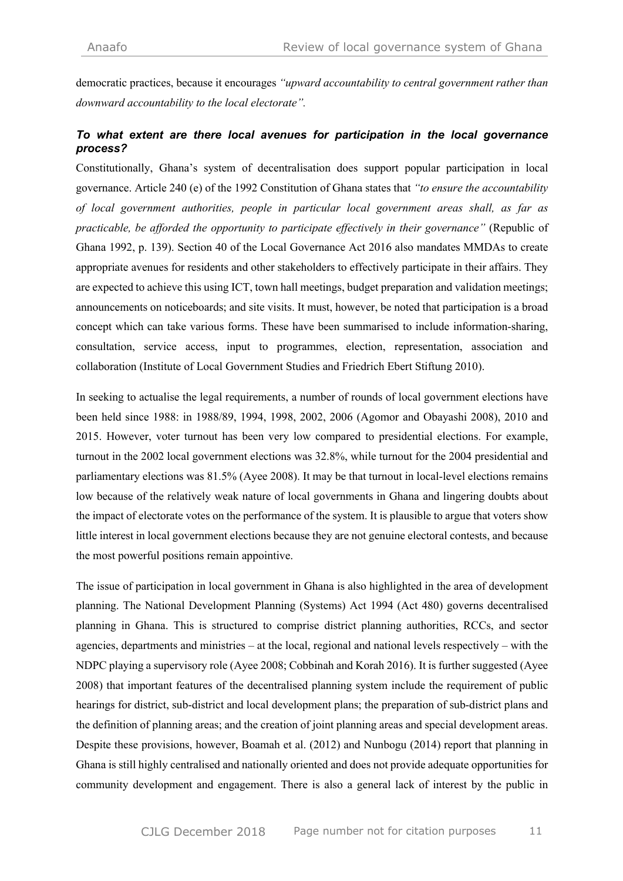democratic practices, because it encourages *"upward accountability to central government rather than downward accountability to the local electorate"*.

### *To what extent are there local avenues for participation in the local governance process?*

Constitutionally, Ghana's system of decentralisation does support popular participation in local governance. Article 240 (e) of the 1992 Constitution of Ghana states that *"to ensure the accountability of local government authorities, people in particular local government areas shall, as far as practicable, be afforded the opportunity to participate effectively in their governance"* (Republic of Ghana 1992, p. 139). Section 40 of the Local Governance Act 2016 also mandates MMDAs to create appropriate avenues for residents and other stakeholders to effectively participate in their affairs. They are expected to achieve this using ICT, town hall meetings, budget preparation and validation meetings; announcements on noticeboards; and site visits. It must, however, be noted that participation is a broad concept which can take various forms. These have been summarised to include information-sharing, consultation, service access, input to programmes, election, representation, association and collaboration (Institute of Local Government Studies and Friedrich Ebert Stiftung 2010).

In seeking to actualise the legal requirements, a number of rounds of local government elections have been held since 1988: in 1988/89, 1994, 1998, 2002, 2006 (Agomor and Obayashi 2008), 2010 and 2015. However, voter turnout has been very low compared to presidential elections. For example, turnout in the 2002 local government elections was 32.8%, while turnout for the 2004 presidential and parliamentary elections was 81.5% (Ayee 2008). It may be that turnout in local-level elections remains low because of the relatively weak nature of local governments in Ghana and lingering doubts about the impact of electorate votes on the performance of the system. It is plausible to argue that voters show little interest in local government elections because they are not genuine electoral contests, and because the most powerful positions remain appointive.

The issue of participation in local government in Ghana is also highlighted in the area of development planning. The National Development Planning (Systems) Act 1994 (Act 480) governs decentralised planning in Ghana. This is structured to comprise district planning authorities, RCCs, and sector agencies, departments and ministries – at the local, regional and national levels respectively – with the NDPC playing a supervisory role (Ayee 2008; Cobbinah and Korah 2016). It is further suggested (Ayee 2008) that important features of the decentralised planning system include the requirement of public hearings for district, sub-district and local development plans; the preparation of sub-district plans and the definition of planning areas; and the creation of joint planning areas and special development areas. Despite these provisions, however, Boamah et al. (2012) and Nunbogu (2014) report that planning in Ghana is still highly centralised and nationally oriented and does not provide adequate opportunities for community development and engagement. There is also a general lack of interest by the public in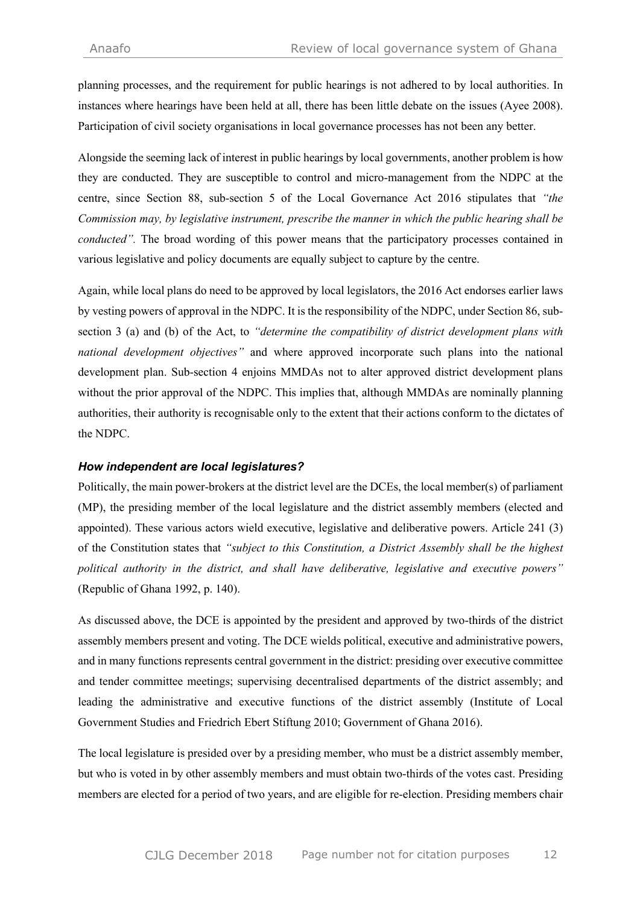planning processes, and the requirement for public hearings is not adhered to by local authorities. In instances where hearings have been held at all, there has been little debate on the issues (Ayee 2008). Participation of civil society organisations in local governance processes has not been any better.

Alongside the seeming lack of interest in public hearings by local governments, another problem is how they are conducted. They are susceptible to control and micro-management from the NDPC at the centre, since Section 88, sub-section 5 of the Local Governance Act 2016 stipulates that *"the Commission may, by legislative instrument, prescribe the manner in which the public hearing shall be conducted".* The broad wording of this power means that the participatory processes contained in various legislative and policy documents are equally subject to capture by the centre.

Again, while local plans do need to be approved by local legislators, the 2016 Act endorses earlier laws by vesting powers of approval in the NDPC. It is the responsibility of the NDPC, under Section 86, sub-section 3 (a) and (b) of the Act, to *"determine the compatibility of district development plans with national development objectives"* and where approved incorporate such plans into the national development plan. Sub-section 4 enjoins MMDAs not to alter approved district development plans without the prior approval of the NDPC. This implies that, although MMDAs are nominally planning authorities, their authority is recognisable only to the extent that their actions conform to the dictates of the NDPC.

### *How independent are local legislatures?*

Politically, the main power-brokers at the district level are the DCEs, the local member(s) of parliament (MP), the presiding member of the local legislature and the district assembly members (elected and appointed). These various actors wield executive, legislative and deliberative powers. Article 241 (3) of the Constitution states that *"subject to this Constitution, a District Assembly shall be the highest political authority in the district, and shall have deliberative, legislative and executive powers"* (Republic of Ghana 1992, p. 140).

As discussed above, the DCE is appointed by the president and approved by two-thirds of the district assembly members present and voting. The DCE wields political, executive and administrative powers, and in many functions represents central government in the district: presiding over executive committee and tender committee meetings; supervising decentralised departments of the district assembly; and leading the administrative and executive functions of the district assembly (Institute of Local Government Studies and Friedrich Ebert Stiftung 2010; Government of Ghana 2016).

The local legislature is presided over by a presiding member, who must be a district assembly member, but who is voted in by other assembly members and must obtain two-thirds of the votes cast. Presiding members are elected for a period of two years, and are eligible for re-election. Presiding members chair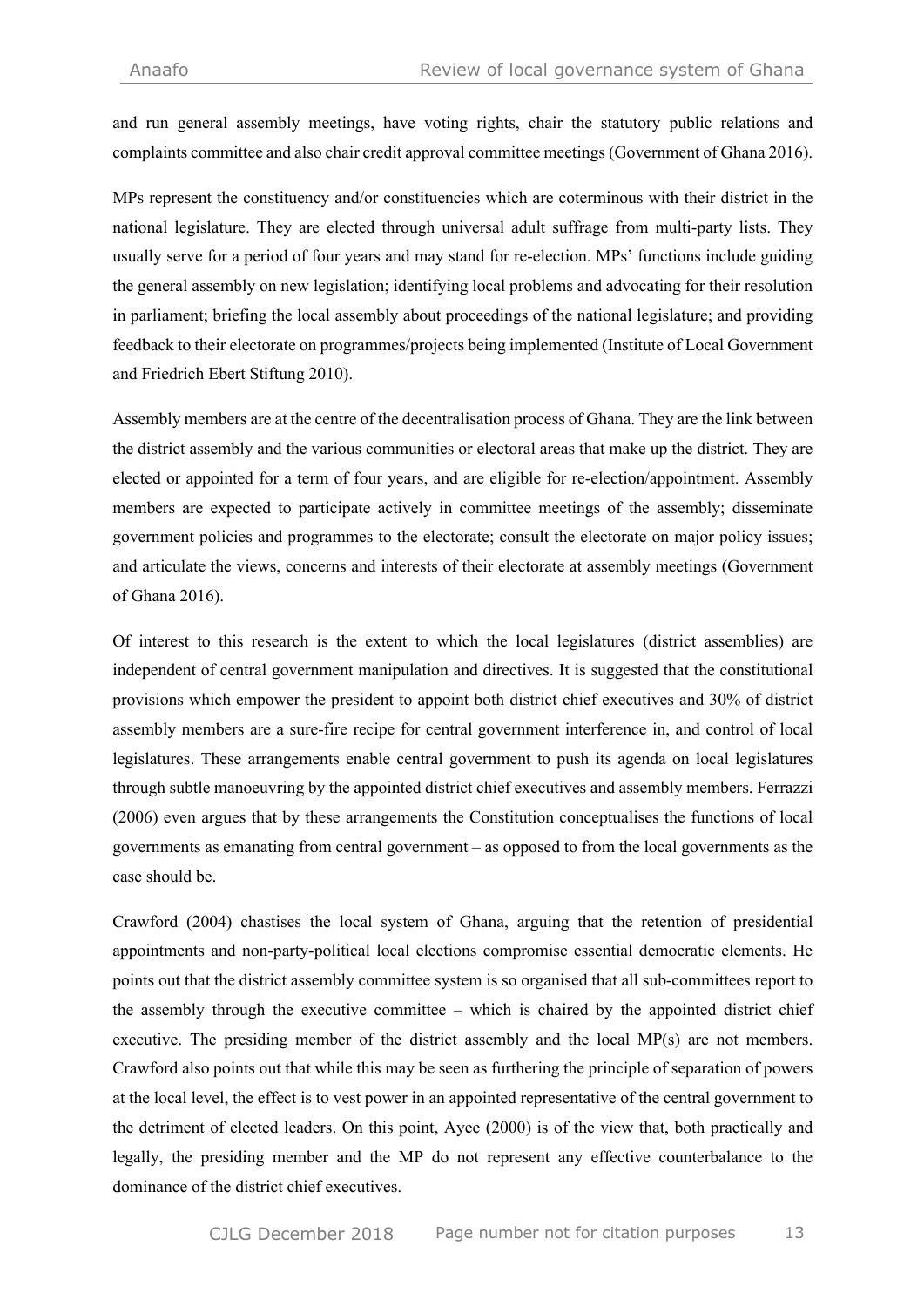and run general assembly meetings, have voting rights, chair the statutory public relations and complaints committee and also chair credit approval committee meetings (Government of Ghana 2016).

MPs represent the constituency and/or constituencies which are coterminous with their district in the national legislature. They are elected through universal adult suffrage from multi-party lists. They usually serve for a period of four years and may stand for re-election. MPs' functions include guiding the general assembly on new legislation; identifying local problems and advocating for their resolution in parliament; briefing the local assembly about proceedings of the national legislature; and providing feedback to their electorate on programmes/projects being implemented (Institute of Local Government and Friedrich Ebert Stiftung 2010).

Assembly members are at the centre of the decentralisation process of Ghana. They are the link between the district assembly and the various communities or electoral areas that make up the district. They are elected or appointed for a term of four years, and are eligible for re-election/appointment. Assembly members are expected to participate actively in committee meetings of the assembly; disseminate government policies and programmes to the electorate; consult the electorate on major policy issues; and articulate the views, concerns and interests of their electorate at assembly meetings (Government of Ghana 2016).

Of interest to this research is the extent to which the local legislatures (district assemblies) are independent of central government manipulation and directives. It is suggested that the constitutional provisions which empower the president to appoint both district chief executives and 30% of district assembly members are a sure-fire recipe for central government interference in, and control of local legislatures. These arrangements enable central government to push its agenda on local legislatures through subtle manoeuvring by the appointed district chief executives and assembly members. Ferrazzi (2006) even argues that by these arrangements the Constitution conceptualises the functions of local governments as emanating from central government – as opposed to from the local governments as the case should be.

Crawford (2004) chastises the local system of Ghana, arguing that the retention of presidential appointments and non-party-political local elections compromise essential democratic elements. He points out that the district assembly committee system is so organised that all sub-committees report to the assembly through the executive committee – which is chaired by the appointed district chief executive. The presiding member of the district assembly and the local MP(s) are not members. Crawford also points out that while this may be seen as furthering the principle of separation of powers at the local level, the effect is to vest power in an appointed representative of the central government to the detriment of elected leaders. On this point, Ayee (2000) is of the view that, both practically and legally, the presiding member and the MP do not represent any effective counterbalance to the dominance of the district chief executives.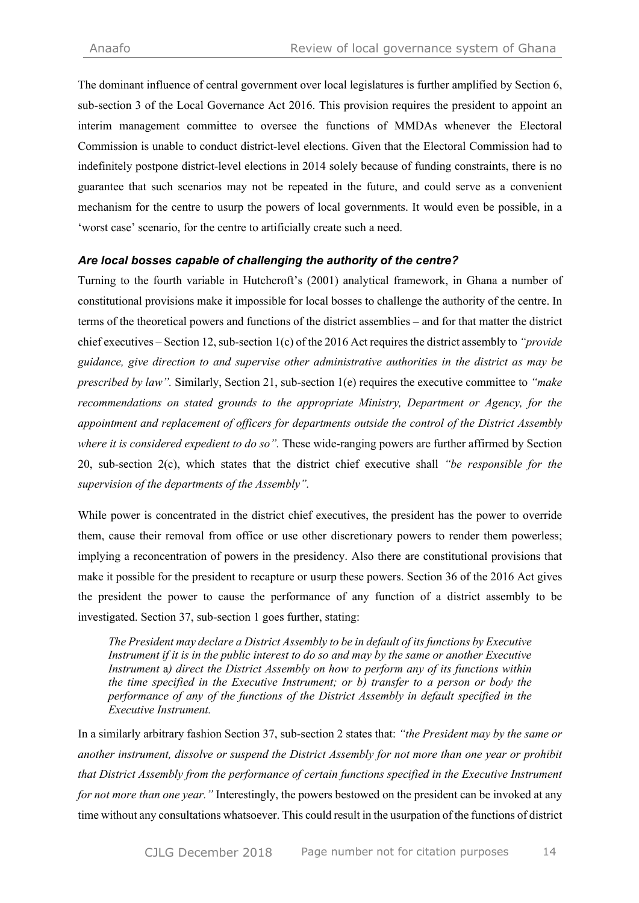The dominant influence of central government over local legislatures is further amplified by Section 6, sub-section 3 of the Local Governance Act 2016. This provision requires the president to appoint an interim management committee to oversee the functions of MMDAs whenever the Electoral Commission is unable to conduct district-level elections. Given that the Electoral Commission had to indefinitely postpone district-level elections in 2014 solely because of funding constraints, there is no guarantee that such scenarios may not be repeated in the future, and could serve as a convenient mechanism for the centre to usurp the powers of local governments. It would even be possible, in a 'worst case' scenario, for the centre to artificially create such a need.

### *Are local bosses capable of challenging the authority of the centre?*

Turning to the fourth variable in Hutchcroft's (2001) analytical framework, in Ghana a number of constitutional provisions make it impossible for local bosses to challenge the authority of the centre. In terms of the theoretical powers and functions of the district assemblies – and for that matter the district chief executives – Section 12, sub-section 1(c) of the 2016 Act requires the district assembly to *"provide guidance, give direction to and supervise other administrative authorities in the district as may be prescribed by law".* Similarly, Section 21, sub-section 1(e) requires the executive committee to *"make recommendations on stated grounds to the appropriate Ministry, Department or Agency, for the appointment and replacement of officers for departments outside the control of the District Assembly where it is considered expedient to do so".* These wide-ranging powers are further affirmed by Section 20, sub-section 2(c), which states that the district chief executive shall *"be responsible for the supervision of the departments of the Assembly".*

While power is concentrated in the district chief executives, the president has the power to override them, cause their removal from office or use other discretionary powers to render them powerless; implying a reconcentration of powers in the presidency. Also there are constitutional provisions that make it possible for the president to recapture or usurp these powers. Section 36 of the 2016 Act gives the president the power to cause the performance of any function of a district assembly to be investigated. Section 37, sub-section 1 goes further, stating:

> *The President may declare a District Assembly to be in default of its functions by Executive Instrument if it is in the public interest to do so and may by the same or another Executive Instrument* a*) direct the District Assembly on how to perform any of its functions within the time specified in the Executive Instrument; or b) transfer to a person or body the performance of any of the functions of the District Assembly in default specified in the Executive Instrument.*

In a similarly arbitrary fashion Section 37, sub-section 2 states that: *"the President may by the same or another instrument, dissolve or suspend the District Assembly for not more than one year or prohibit that District Assembly from the performance of certain functions specified in the Executive Instrument for not more than one year."* Interestingly, the powers bestowed on the president can be invoked at any time without any consultations whatsoever. This could result in the usurpation of the functions of district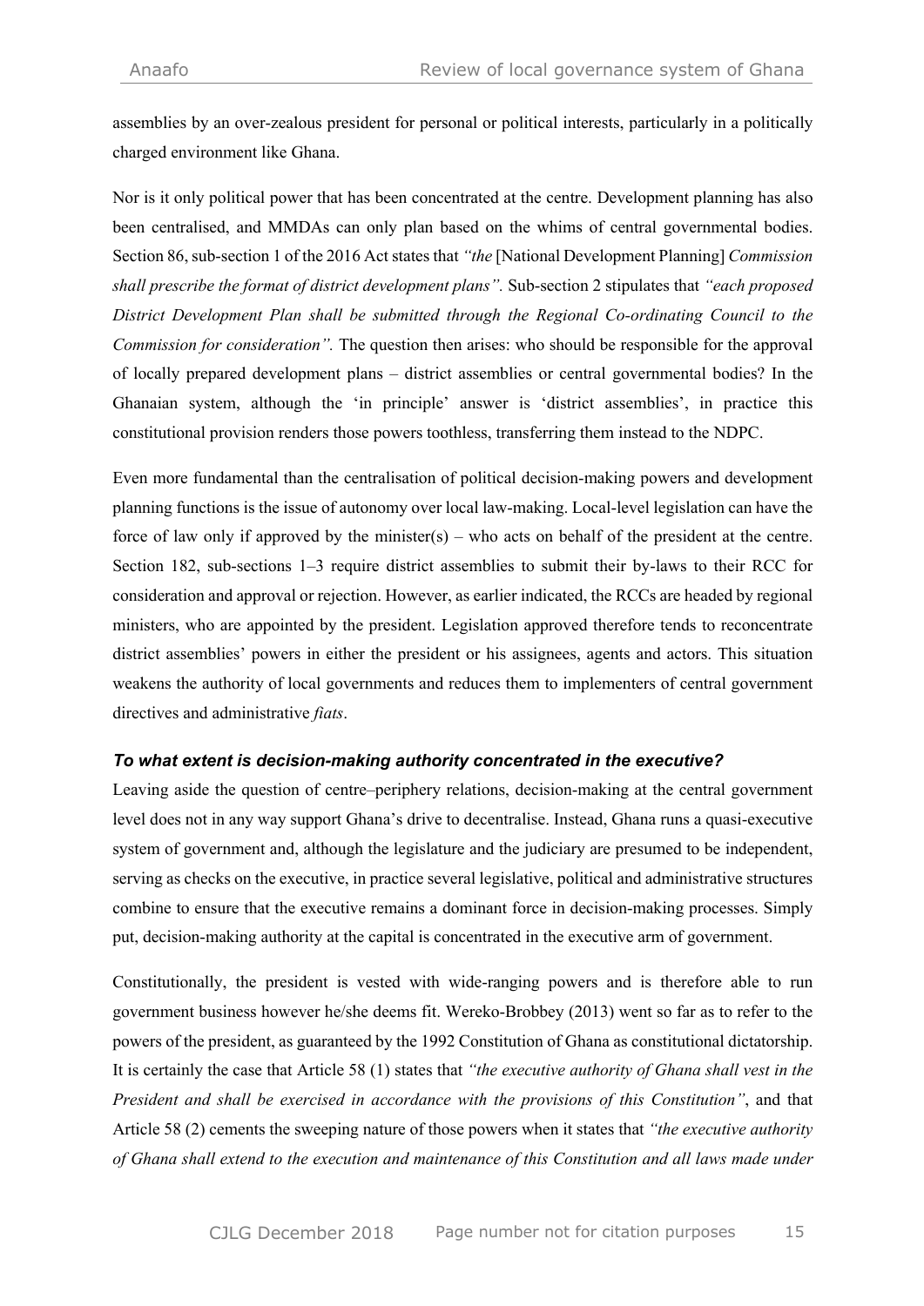assemblies by an over-zealous president for personal or political interests, particularly in a politically charged environment like Ghana.

Nor is it only political power that has been concentrated at the centre. Development planning has also been centralised, and MMDAs can only plan based on the whims of central governmental bodies. Section 86, sub-section 1 of the 2016 Act states that *"the* [National Development Planning] *Commission shall prescribe the format of district development plans".* Sub-section 2 stipulates that *"each proposed District Development Plan shall be submitted through the Regional Co-ordinating Council to the Commission for consideration".* The question then arises: who should be responsible for the approval of locally prepared development plans – district assemblies or central governmental bodies? In the Ghanaian system, although the 'in principle' answer is 'district assemblies', in practice this constitutional provision renders those powers toothless, transferring them instead to the NDPC.

Even more fundamental than the centralisation of political decision-making powers and development planning functions is the issue of autonomy over local law-making. Local-level legislation can have the force of law only if approved by the minister(s) – who acts on behalf of the president at the centre. Section 182, sub-sections 1–3 require district assemblies to submit their by-laws to their RCC for consideration and approval or rejection. However, as earlier indicated, the RCCs are headed by regional ministers, who are appointed by the president. Legislation approved therefore tends to reconcentrate district assemblies' powers in either the president or his assignees, agents and actors. This situation weakens the authority of local governments and reduces them to implementers of central government directives and administrative *fiats*.

### *To what extent is decision-making authority concentrated in the executive?*

Leaving aside the question of centre–periphery relations, decision-making at the central government level does not in any way support Ghana's drive to decentralise. Instead, Ghana runs a quasi-executive system of government and, although the legislature and the judiciary are presumed to be independent, serving as checks on the executive, in practice several legislative, political and administrative structures combine to ensure that the executive remains a dominant force in decision-making processes. Simply put, decision-making authority at the capital is concentrated in the executive arm of government.

Constitutionally, the president is vested with wide-ranging powers and is therefore able to run government business however he/she deems fit. Wereko-Brobbey (2013) went so far as to refer to the powers of the president, as guaranteed by the 1992 Constitution of Ghana as constitutional dictatorship. It is certainly the case that Article 58 (1) states that *"the executive authority of Ghana shall vest in the President and shall be exercised in accordance with the provisions of this Constitution"*, and that Article 58 (2) cements the sweeping nature of those powers when it states that *"the executive authority of Ghana shall extend to the execution and maintenance of this Constitution and all laws made under*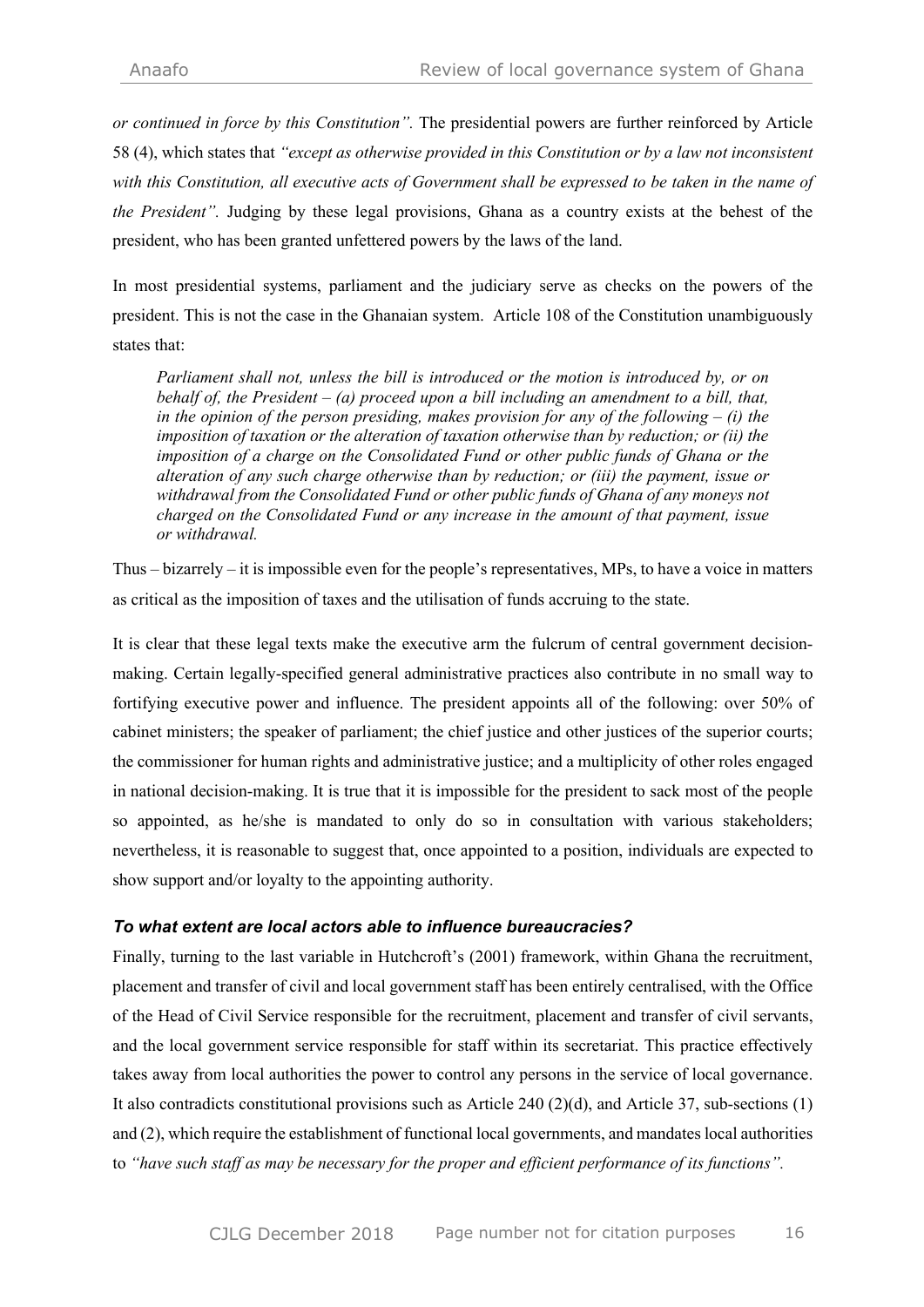*or continued in force by this Constitution".* The presidential powers are further reinforced by Article 58 (4), which states that *"except as otherwise provided in this Constitution or by a law not inconsistent with this Constitution, all executive acts of Government shall be expressed to be taken in the name of the President".* Judging by these legal provisions, Ghana as a country exists at the behest of the president, who has been granted unfettered powers by the laws of the land.

In most presidential systems, parliament and the judiciary serve as checks on the powers of the president. This is not the case in the Ghanaian system. Article 108 of the Constitution unambiguously states that:

> *Parliament shall not, unless the bill is introduced or the motion is introduced by, or on behalf of, the President – (a) proceed upon a bill including an amendment to a bill, that, in the opinion of the person presiding, makes provision for any of the following – (i) the imposition of taxation or the alteration of taxation otherwise than by reduction; or (ii) the imposition of a charge on the Consolidated Fund or other public funds of Ghana or the alteration of any such charge otherwise than by reduction; or (iii) the payment, issue or withdrawal from the Consolidated Fund or other public funds of Ghana of any moneys not charged on the Consolidated Fund or any increase in the amount of that payment, issue or withdrawal.*

Thus – bizarrely – it is impossible even for the people's representatives, MPs, to have a voice in matters as critical as the imposition of taxes and the utilisation of funds accruing to the state.

It is clear that these legal texts make the executive arm the fulcrum of central government decision-making. Certain legally-specified general administrative practices also contribute in no small way to fortifying executive power and influence. The president appoints all of the following: over 50% of cabinet ministers; the speaker of parliament; the chief justice and other justices of the superior courts; the commissioner for human rights and administrative justice; and a multiplicity of other roles engaged in national decision-making. It is true that it is impossible for the president to sack most of the people so appointed, as he/she is mandated to only do so in consultation with various stakeholders; nevertheless, it is reasonable to suggest that, once appointed to a position, individuals are expected to show support and/or loyalty to the appointing authority.

### *To what extent are local actors able to influence bureaucracies?*

Finally, turning to the last variable in Hutchcroft's (2001) framework, within Ghana the recruitment, placement and transfer of civil and local government staff has been entirely centralised, with the Office of the Head of Civil Service responsible for the recruitment, placement and transfer of civil servants, and the local government service responsible for staff within its secretariat. This practice effectively takes away from local authorities the power to control any persons in the service of local governance. It also contradicts constitutional provisions such as Article 240 (2)(d), and Article 37, sub-sections (1) and (2), which require the establishment of functional local governments, and mandates local authorities to *"have such staff as may be necessary for the proper and efficient performance of its functions".*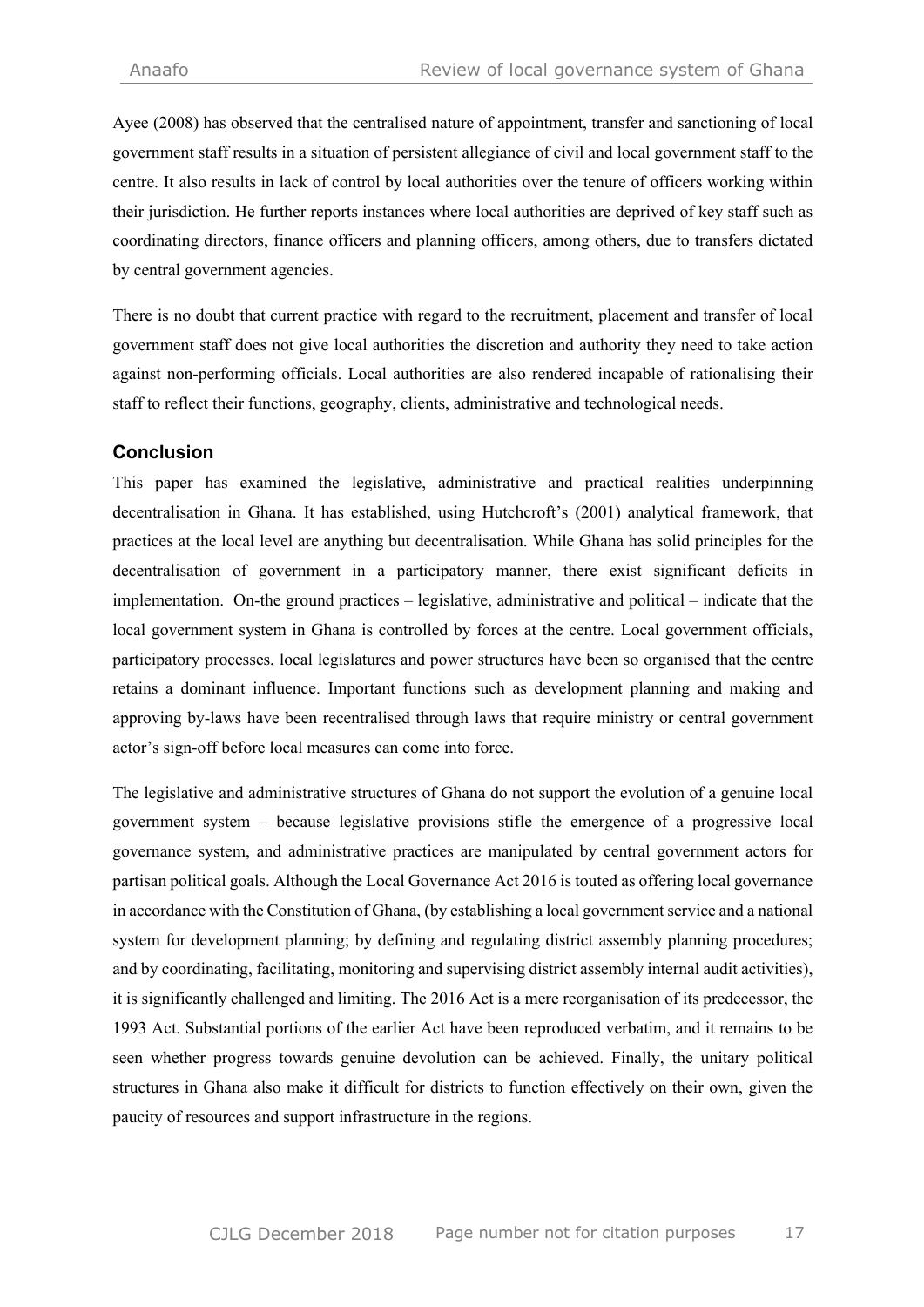Ayee (2008) has observed that the centralised nature of appointment, transfer and sanctioning of local government staff results in a situation of persistent allegiance of civil and local government staff to the centre. It also results in lack of control by local authorities over the tenure of officers working within their jurisdiction. He further reports instances where local authorities are deprived of key staff such as coordinating directors, finance officers and planning officers, among others, due to transfers dictated by central government agencies.

There is no doubt that current practice with regard to the recruitment, placement and transfer of local government staff does not give local authorities the discretion and authority they need to take action against non-performing officials. Local authorities are also rendered incapable of rationalising their staff to reflect their functions, geography, clients, administrative and technological needs.

## Conclusion

This paper has examined the legislative, administrative and practical realities underpinning decentralisation in Ghana. It has established, using Hutchcroft's (2001) analytical framework, that practices at the local level are anything but decentralisation. While Ghana has solid principles for the decentralisation of government in a participatory manner, there exist significant deficits in implementation. On-the ground practices – legislative, administrative and political – indicate that the local government system in Ghana is controlled by forces at the centre. Local government officials, participatory processes, local legislatures and power structures have been so organised that the centre retains a dominant influence. Important functions such as development planning and making and approving by-laws have been recentralised through laws that require ministry or central government actor's sign-off before local measures can come into force.

The legislative and administrative structures of Ghana do not support the evolution of a genuine local government system – because legislative provisions stifle the emergence of a progressive local governance system, and administrative practices are manipulated by central government actors for partisan political goals. Although the Local Governance Act 2016 is touted as offering local governance in accordance with the Constitution of Ghana, (by establishing a local government service and a national system for development planning; by defining and regulating district assembly planning procedures; and by coordinating, facilitating, monitoring and supervising district assembly internal audit activities), it is significantly challenged and limiting. The 2016 Act is a mere reorganisation of its predecessor, the 1993 Act. Substantial portions of the earlier Act have been reproduced verbatim, and it remains to be seen whether progress towards genuine devolution can be achieved. Finally, the unitary political structures in Ghana also make it difficult for districts to function effectively on their own, given the paucity of resources and support infrastructure in the regions.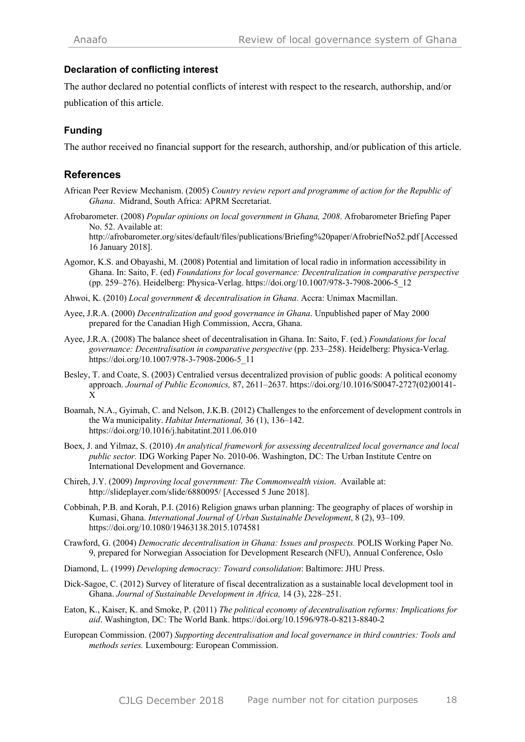### Declaration of conflicting interest

The author declared no potential conflicts of interest with respect to the research, authorship, and/or publication of this article.

### Funding

The author received no financial support for the research, authorship, and/or publication of this article.

## References

African Peer Review Mechanism. (2005) *Country review report and programme of action for the Republic of Ghana*. Midrand, South Africa: APRM Secretariat.

Afrobarometer. (2008) *Popular opinions on local government in Ghana, 2008*. Afrobarometer Briefing Paper No. 52. Available at: http://afrobarometer.org/sites/default/files/publications/Briefing%20paper/AfrobriefNo52.pdf [Accessed 16 January 2018].

Agomor, K.S. and Obayashi, M. (2008) Potential and limitation of local radio in information accessibility in Ghana. In: Saito, F. (ed) *Foundations for local governance: Decentralization in comparative perspective* (pp. 259–276). Heidelberg: Physica-Verlag. https://doi.org/10.1007/978-3-7908-2006-5_12

Ahwoi, K. (2010) *Local government & decentralisation in Ghana.* Accra: Unimax Macmillan.

Ayee, J.R.A. (2000) *Decentralization and good governance in Ghana*. Unpublished paper of May 2000 prepared for the Canadian High Commission, Accra, Ghana.

Ayee, J.R.A. (2008) The balance sheet of decentralisation in Ghana. In: Saito, F. (ed.) *Foundations for local governance: Decentralisation in comparative perspective* (pp. 233–258). Heidelberg: Physica-Verlag. https://doi.org/10.1007/978-3-7908-2006-5_11

Besley, T. and Coate, S. (2003) Centralied versus decentralized provision of public goods: A political economy approach. *Journal of Public Economics,* 87, 2611–2637. https://doi.org/10.1016/S0047-2727(02)00141-X

Boamah, N.A., Gyimah, C. and Nelson, J.K.B. (2012) Challenges to the enforcement of development controls in the Wa municipality. *Habitat International,* 36 (1), 136–142. https://doi.org/10.1016/j.habitatint.2011.06.010

Boex, J. and Yilmaz, S. (2010) *An analytical framework for assessing decentralized local governance and local public sector.* IDG Working Paper No. 2010-06. Washington, DC: The Urban Institute Centre on International Development and Governance.

Chireh, J.Y. (2009) *Improving local government: The Commonwealth vision*. Available at: http://slideplayer.com/slide/6880095/ [Accessed 5 June 2018].

Cobbinah, P.B. and Korah, P.I. (2016) Religion gnaws urban planning: The geography of places of worship in Kumasi, Ghana. *International Journal of Urban Sustainable Development*, 8 (2), 93–109. https://doi.org/10.1080/19463138.2015.1074581

Crawford, G. (2004) *Democratic decentralisation in Ghana: Issues and prospects.* POLIS Working Paper No. 9, prepared for Norwegian Association for Development Research (NFU), Annual Conference, Oslo

Diamond, L. (1999) *Developing democracy: Toward consolidation*: Baltimore: JHU Press.

Dick-Sagoe, C. (2012) Survey of literature of fiscal decentralization as a sustainable local development tool in Ghana. *Journal of Sustainable Development in Africa,* 14 (3), 228–251.

Eaton, K., Kaiser, K. and Smoke, P. (2011) *The political economy of decentralisation reforms: Implications for aid*. Washington, DC: The World Bank. https://doi.org/10.1596/978-0-8213-8840-2

European Commission. (2007) *Supporting decentralisation and local governance in third countries: Tools and methods series.* Luxembourg: European Commission.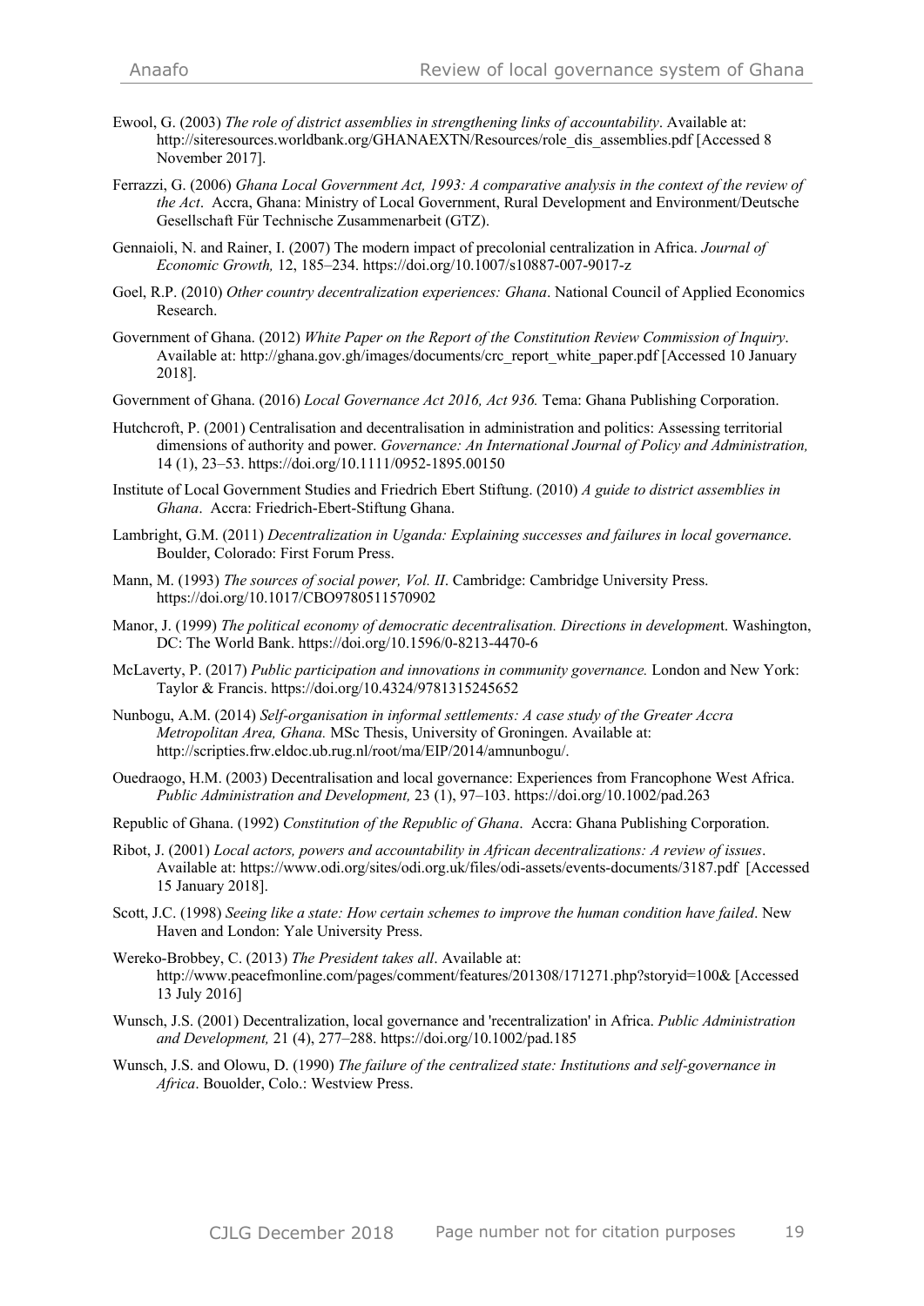Ewool, G. (2003) *The role of district assemblies in strengthening links of accountability*. Available at: http://siteresources.worldbank.org/GHANAEXTN/Resources/role_dis_assemblies.pdf [Accessed 8 November 2017].

Ferrazzi, G. (2006) *Ghana Local Government Act, 1993: A comparative analysis in the context of the review of the Act*. Accra, Ghana: Ministry of Local Government, Rural Development and Environment/Deutsche Gesellschaft Für Technische Zusammenarbeit (GTZ).

Gennaioli, N. and Rainer, I. (2007) The modern impact of precolonial centralization in Africa. *Journal of Economic Growth,* 12, 185–234. https://doi.org/10.1007/s10887-007-9017-z

Goel, R.P. (2010) *Other country decentralization experiences: Ghana*. National Council of Applied Economics Research.

Government of Ghana. (2012) *White Paper on the Report of the Constitution Review Commission of Inquiry*. Available at: http://ghana.gov.gh/images/documents/crc_report_white_paper.pdf [Accessed 10 January 2018].

Government of Ghana. (2016) *Local Governance Act 2016, Act 936.* Tema: Ghana Publishing Corporation.

Hutchcroft, P. (2001) Centralisation and decentralisation in administration and politics: Assessing territorial dimensions of authority and power. *Governance: An International Journal of Policy and Administration,* 14 (1), 23–53. https://doi.org/10.1111/0952-1895.00150

Institute of Local Government Studies and Friedrich Ebert Stiftung. (2010) *A guide to district assemblies in Ghana*. Accra: Friedrich-Ebert-Stiftung Ghana.

Lambright, G.M. (2011) *Decentralization in Uganda: Explaining successes and failures in local governance*. Boulder, Colorado: First Forum Press.

Mann, M. (1993) *The sources of social power, Vol. II*. Cambridge: Cambridge University Press. https://doi.org/10.1017/CBO9780511570902

Manor, J. (1999) *The political economy of democratic decentralisation. Directions in developmen*t. Washington, DC: The World Bank. https://doi.org/10.1596/0-8213-4470-6

McLaverty, P. (2017) *Public participation and innovations in community governance.* London and New York: Taylor & Francis. https://doi.org/10.4324/9781315245652

Nunbogu, A.M. (2014) *Self-organisation in informal settlements: A case study of the Greater Accra Metropolitan Area, Ghana.* MSc Thesis, University of Groningen. Available at: http://scripties.frw.eldoc.ub.rug.nl/root/ma/EIP/2014/amnunbogu/.

Ouedraogo, H.M. (2003) Decentralisation and local governance: Experiences from Francophone West Africa. *Public Administration and Development,* 23 (1), 97–103. https://doi.org/10.1002/pad.263

Republic of Ghana. (1992) *Constitution of the Republic of Ghana*. Accra: Ghana Publishing Corporation.

Ribot, J. (2001) *Local actors, powers and accountability in African decentralizations: A review of issues*. Available at: https://www.odi.org/sites/odi.org.uk/files/odi-assets/events-documents/3187.pdf [Accessed 15 January 2018].

Scott, J.C. (1998) *Seeing like a state: How certain schemes to improve the human condition have failed*. New Haven and London: Yale University Press.

Wereko-Brobbey, C. (2013) *The President takes all*. Available at: http://www.peacefmonline.com/pages/comment/features/201308/171271.php?storyid=100& [Accessed 13 July 2016]

Wunsch, J.S. (2001) Decentralization, local governance and 'recentralization' in Africa. *Public Administration and Development,* 21 (4), 277–288. https://doi.org/10.1002/pad.185

Wunsch, J.S. and Olowu, D. (1990) *The failure of the centralized state: Institutions and self-governance in Africa*. Bouolder, Colo.: Westview Press.